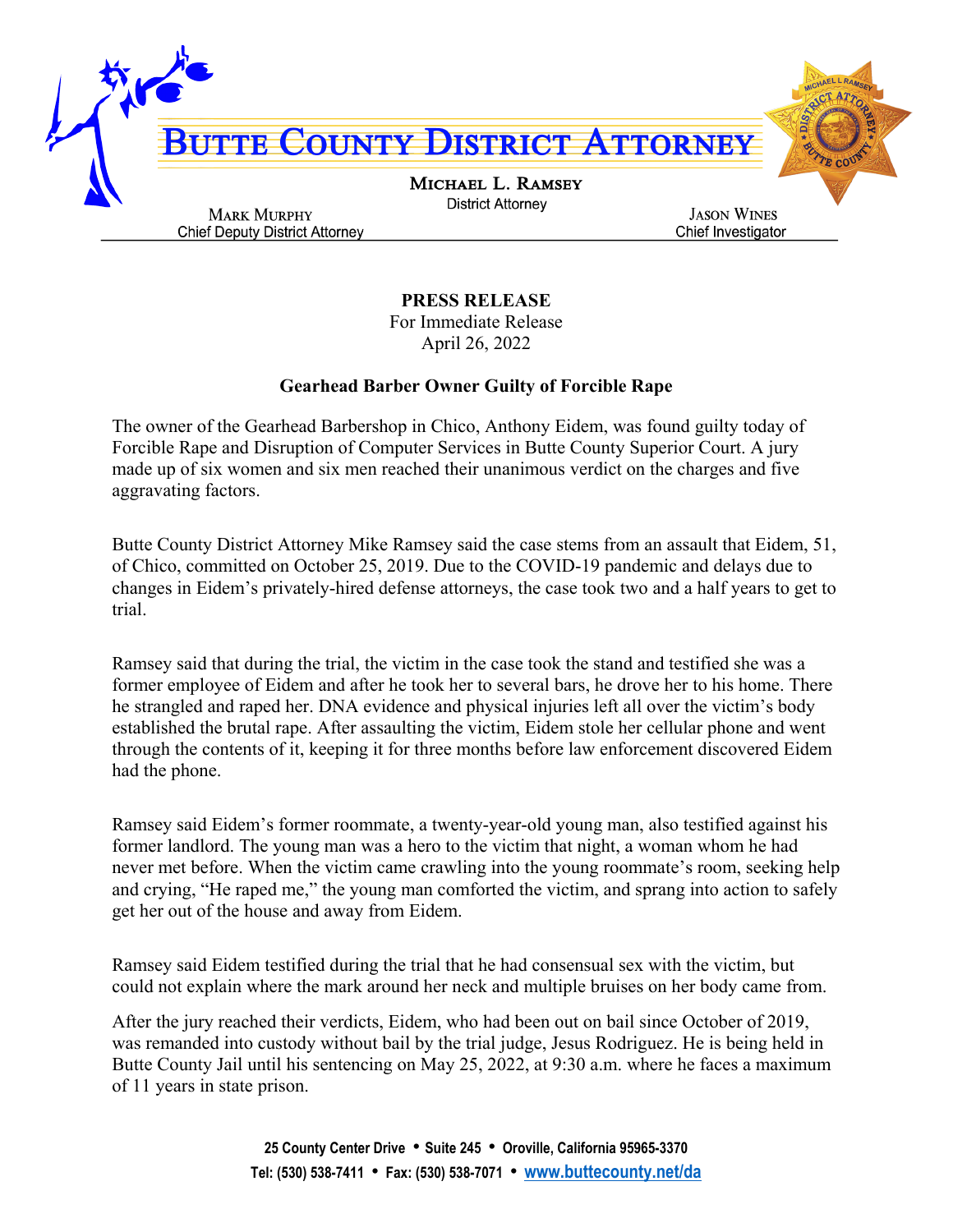# Butte County District Attorney

**Michael L. Ramsey**
District Attorney

**Mark Murphy**
Chief Deputy District Attorney

**Jason Wines**
Chief Investigator

**PRESS RELEASE**
For Immediate Release
April 26, 2022

**Gearhead Barber Owner Guilty of Forcible Rape**

The owner of the Gearhead Barbershop in Chico, Anthony Eidem, was found guilty today of Forcible Rape and Disruption of Computer Services in Butte County Superior Court. A jury made up of six women and six men reached their unanimous verdict on the charges and five aggravating factors.

Butte County District Attorney Mike Ramsey said the case stems from an assault that Eidem, 51, of Chico, committed on October 25, 2019. Due to the COVID-19 pandemic and delays due to changes in Eidem's privately-hired defense attorneys, the case took two and a half years to get to trial.

Ramsey said that during the trial, the victim in the case took the stand and testified she was a former employee of Eidem and after he took her to several bars, he drove her to his home. There he strangled and raped her. DNA evidence and physical injuries left all over the victim's body established the brutal rape. After assaulting the victim, Eidem stole her cellular phone and went through the contents of it, keeping it for three months before law enforcement discovered Eidem had the phone.

Ramsey said Eidem's former roommate, a twenty-year-old young man, also testified against his former landlord. The young man was a hero to the victim that night, a woman whom he had never met before. When the victim came crawling into the young roommate's room, seeking help and crying, "He raped me," the young man comforted the victim, and sprang into action to safely get her out of the house and away from Eidem.

Ramsey said Eidem testified during the trial that he had consensual sex with the victim, but could not explain where the mark around her neck and multiple bruises on her body came from.

After the jury reached their verdicts, Eidem, who had been out on bail since October of 2019, was remanded into custody without bail by the trial judge, Jesus Rodriguez. He is being held in Butte County Jail until his sentencing on May 25, 2022, at 9:30 a.m. where he faces a maximum of 11 years in state prison.

25 County Center Drive • Suite 245 • Oroville, California 95965-3370
Tel: (530) 538-7411 • Fax: (530) 538-7071 • www.buttecounty.net/da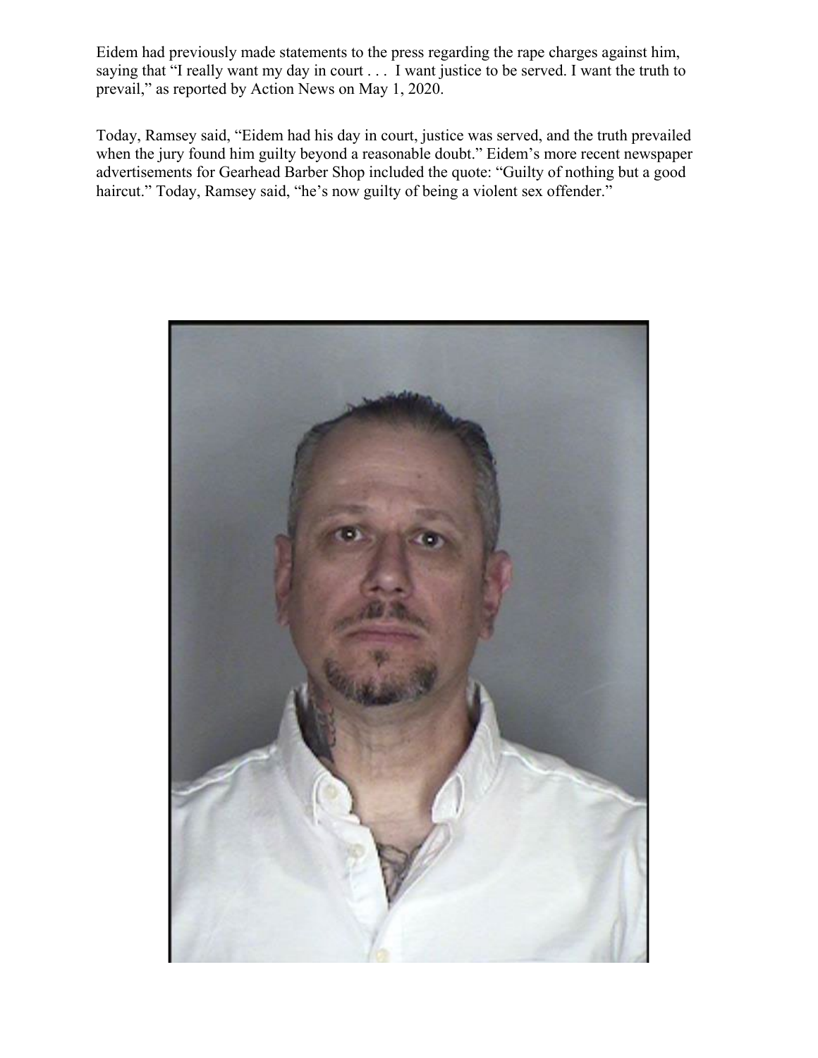Eidem had previously made statements to the press regarding the rape charges against him, saying that "I really want my day in court . . . I want justice to be served. I want the truth to prevail," as reported by Action News on May 1, 2020.

Today, Ramsey said, "Eidem had his day in court, justice was served, and the truth prevailed when the jury found him guilty beyond a reasonable doubt." Eidem's more recent newspaper advertisements for Gearhead Barber Shop included the quote: "Guilty of nothing but a good haircut." Today, Ramsey said, "he's now guilty of being a violent sex offender."